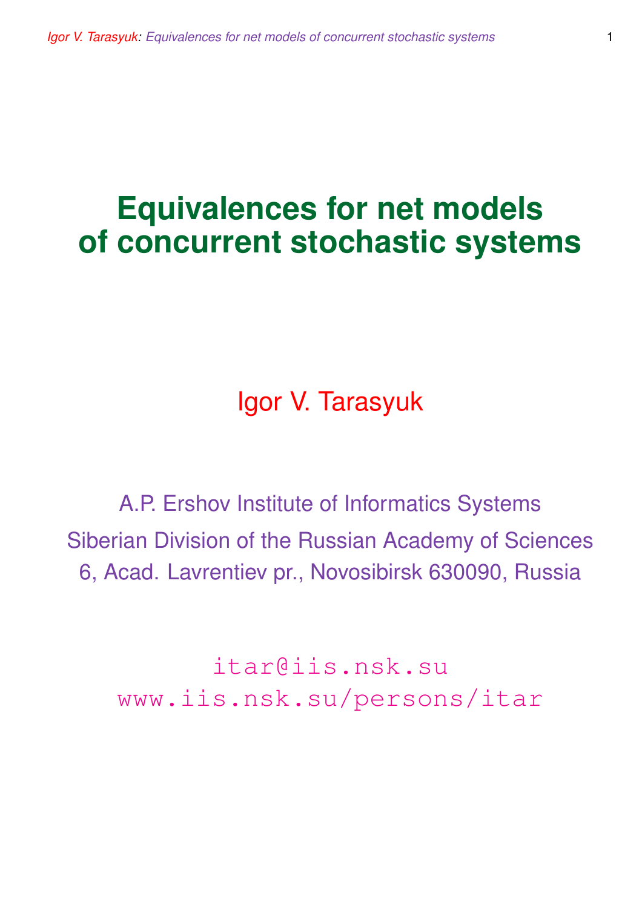# Equivalences for net models of concurrent stochastic systems

Igor V. Tarasyuk

A.P. Ershov Institute of Informatics Systems

Siberian Division of the Russian Academy of Sciences

6, Acad. Lavrentiev pr., Novosibirsk 630090, Russia

itar@iis.nsk.su

www.iis.nsk.su/persons/itar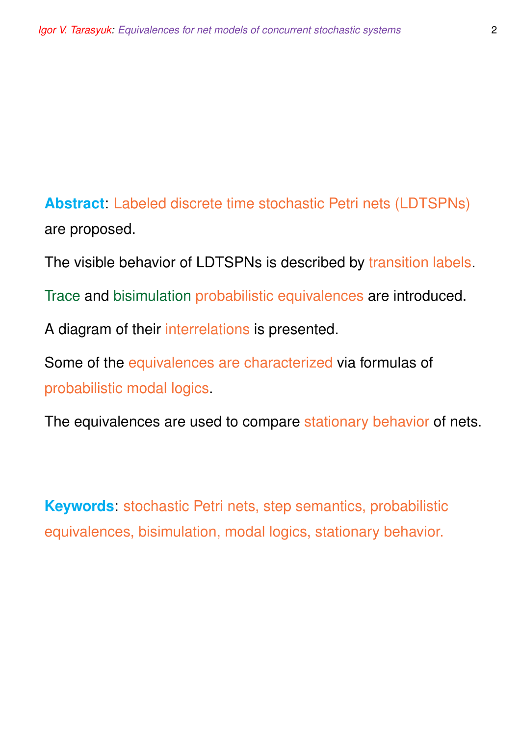**Abstract**: Labeled discrete time stochastic Petri nets (LDTSPNs) are proposed.

The visible behavior of LDTSPNs is described by transition labels.

Trace and bisimulation probabilistic equivalences are introduced.

A diagram of their interrelations is presented.

Some of the equivalences are characterized via formulas of probabilistic modal logics.

The equivalences are used to compare stationary behavior of nets.

**Keywords**: stochastic Petri nets, step semantics, probabilistic equivalences, bisimulation, modal logics, stationary behavior.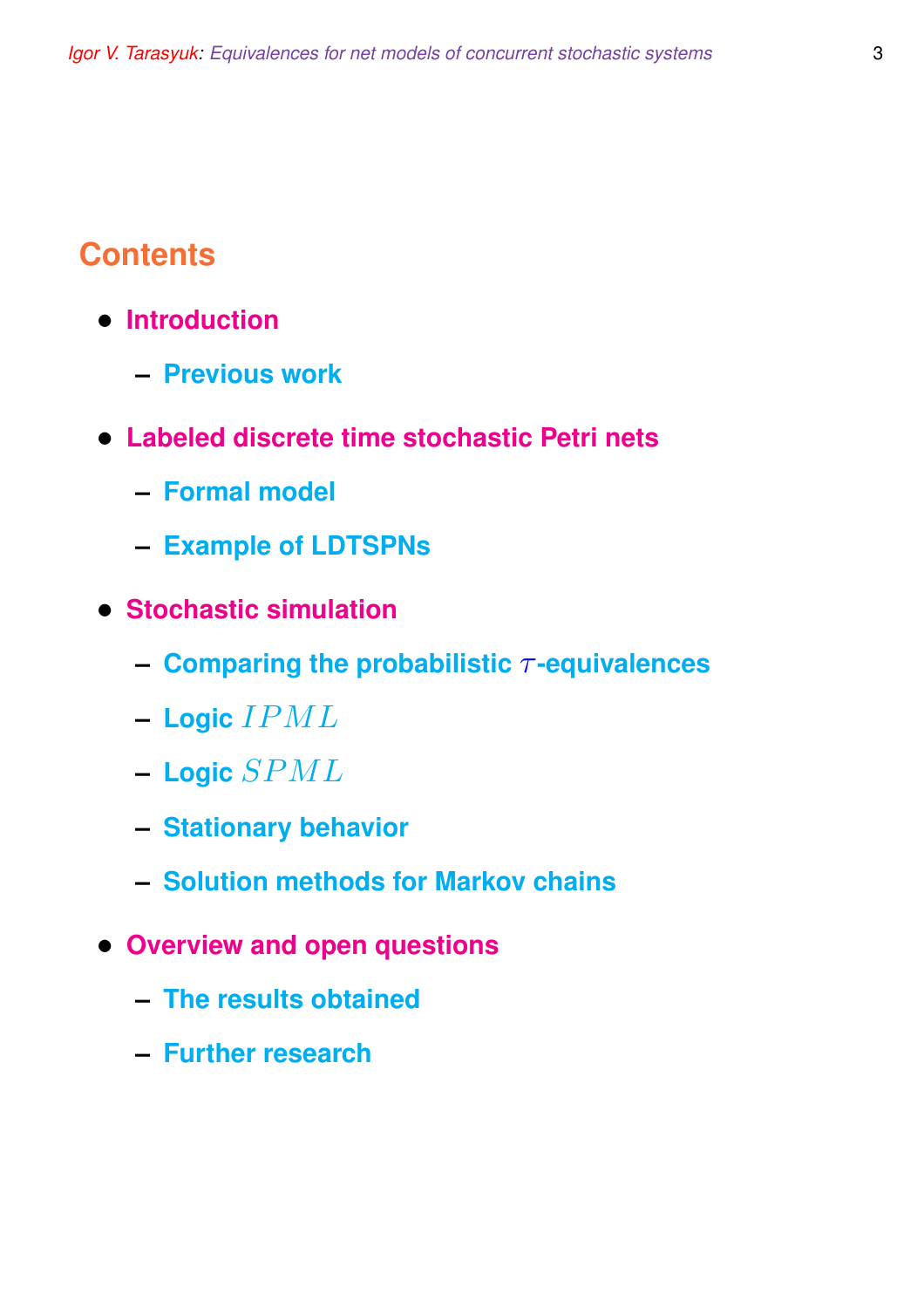## Contents

- **Introduction**
  - **Previous work**
- **Labeled discrete time stochastic Petri nets**
  - **Formal model**
  - **Example of LDTSPNs**
- **Stochastic simulation**
  - **Comparing the probabilistic $\tau$-equivalences**
  - **Logic $IPML$**
  - **Logic $SPML$**
  - **Stationary behavior**
  - **Solution methods for Markov chains**
- **Overview and open questions**
  - **The results obtained**
  - **Further research**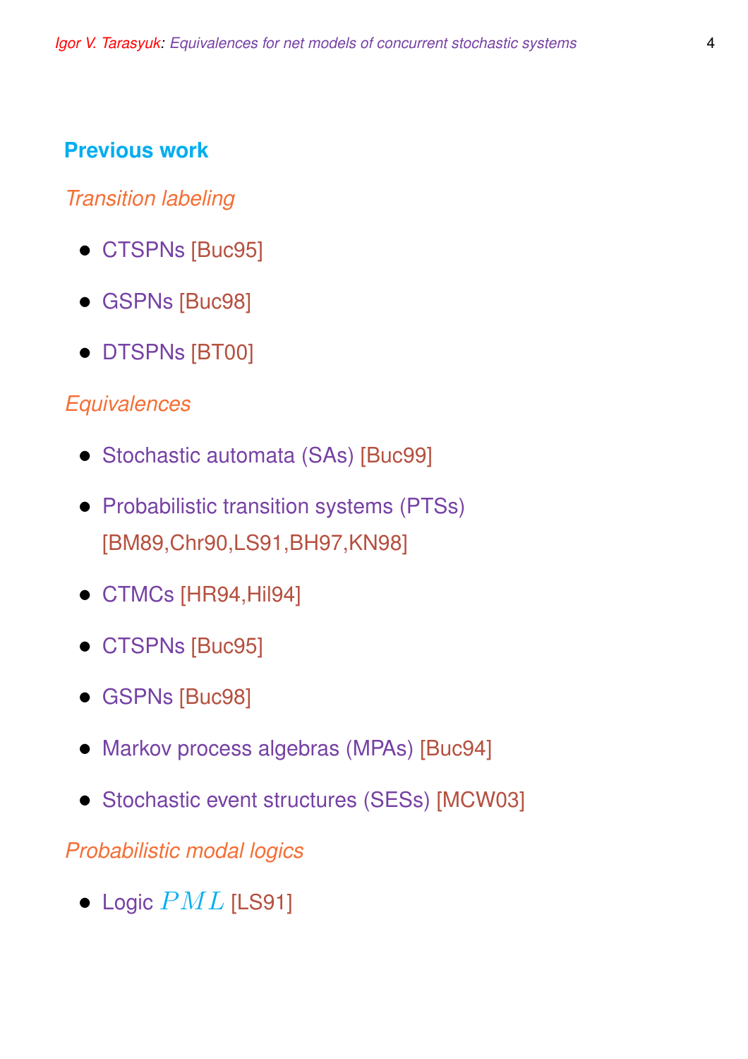## Previous work

*Transition labeling*

- CTSPNs [Buc95]
- GSPNs [Buc98]
- DTSPNs [BT00]

*Equivalences*

- Stochastic automata (SAs) [Buc99]
- Probabilistic transition systems (PTSs) [BM89,Chr90,LS91,BH97,KN98]
- CTMCs [HR94,Hil94]
- CTSPNs [Buc95]
- GSPNs [Buc98]
- Markov process algebras (MPAs) [Buc94]
- Stochastic event structures (SESs) [MCW03]

*Probabilistic modal logics*

- Logic $PML$ [LS91]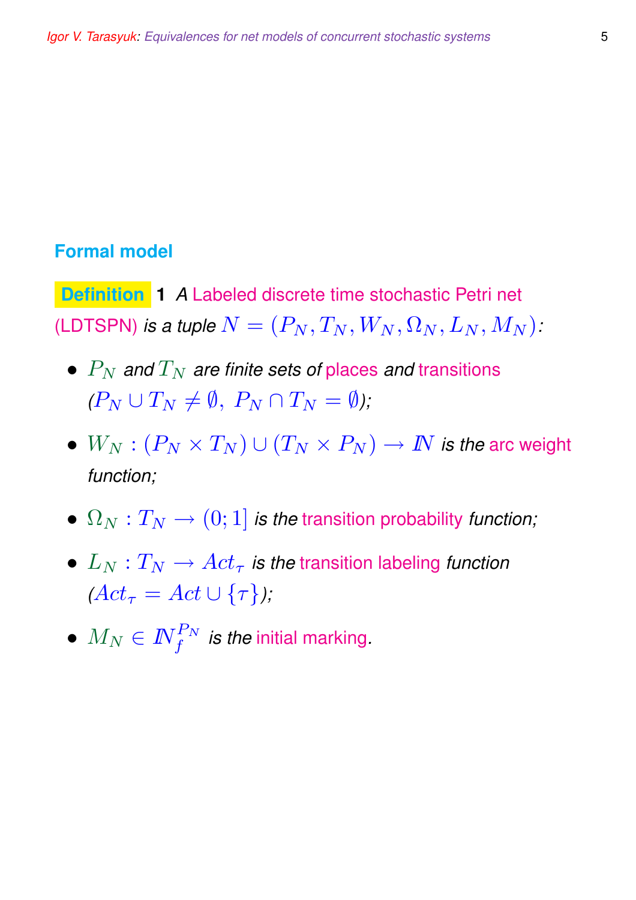## Formal model

**Definition 1** *A* Labeled discrete time stochastic Petri net (LDTSPN) *is a tuple* $N = (P_N, T_N, W_N, \Omega_N, L_N, M_N)$*:*

- $P_N$ *and* $T_N$ *are finite sets of* places *and* transitions *(*$P_N \cup T_N \neq \emptyset,\ P_N \cap T_N = \emptyset$*);*
- $W_N : (P_N \times T_N) \cup (T_N \times P_N) \to I\!N$ *is the* arc weight *function;*
- $\Omega_N : T_N \to (0; 1]$ *is the* transition probability *function;*
- $L_N : T_N \to Act_\tau$ *is the* transition labeling *function (*$Act_\tau = Act \cup \{\tau\}$*);*
- $M_N \in I\!N_f^{P_N}$ *is the* initial marking.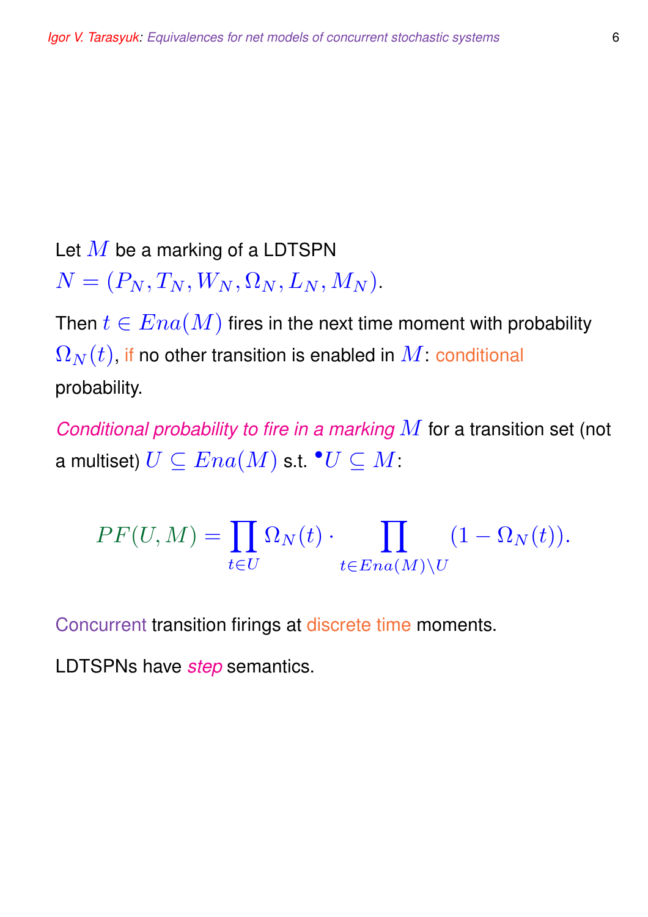Let $M$ be a marking of a LDTSPN $N = (P_N, T_N, W_N, \Omega_N, L_N, M_N)$.

Then $t \in Ena(M)$ fires in the next time moment with probability $\Omega_N(t)$, if no other transition is enabled in $M$: conditional probability.

*Conditional probability to fire in a marking* $M$ for a transition set (not a multiset) $U \subseteq Ena(M)$ s.t. ${}^\bullet U \subseteq M$:

$$PF(U, M) = \prod_{t \in U} \Omega_N(t) \cdot \prod_{t \in Ena(M) \setminus U} (1 - \Omega_N(t)).$$

Concurrent transition firings at discrete time moments.

LDTSPNs have *step* semantics.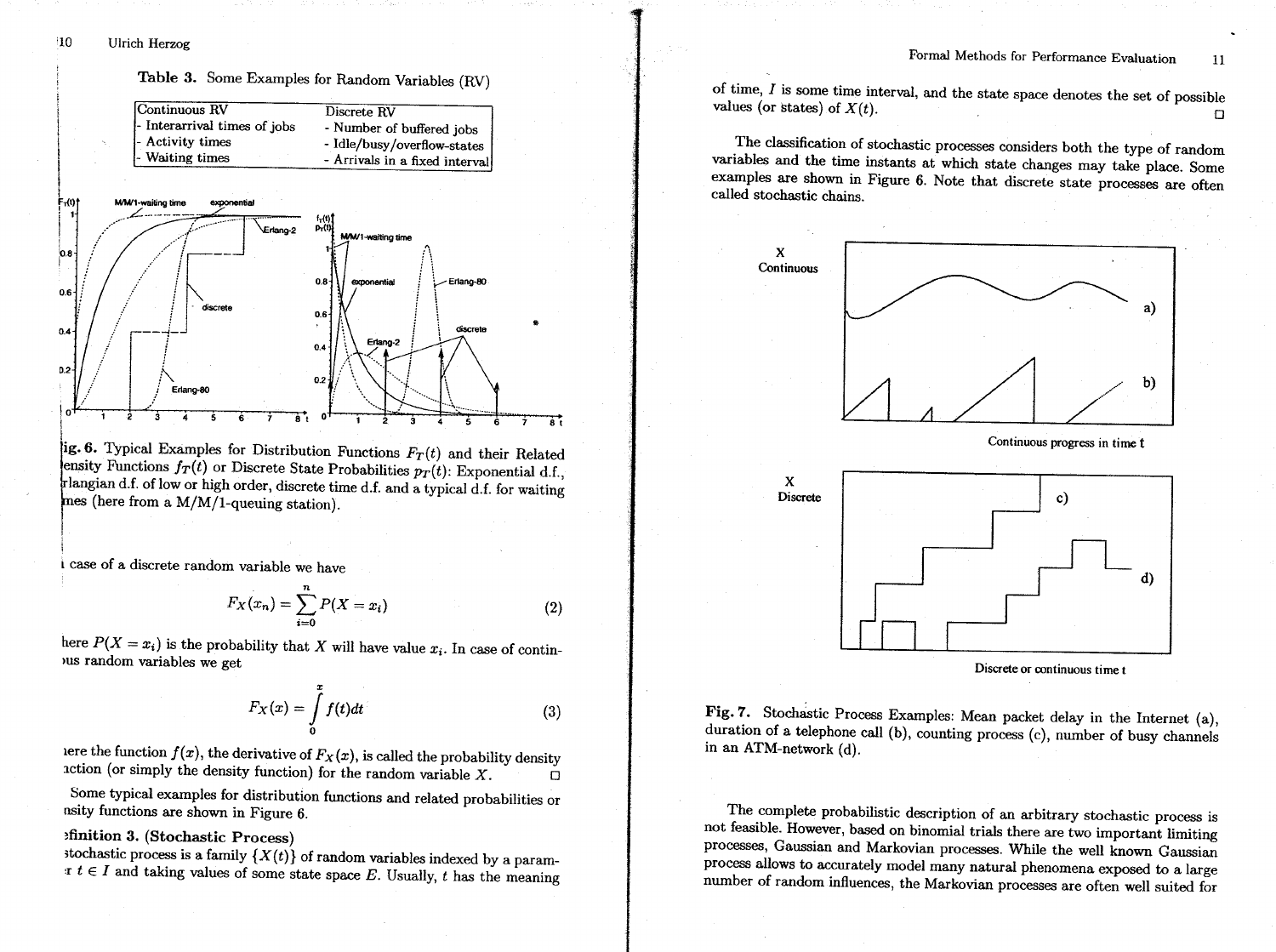**Table 3.** Some Examples for Random Variables (RV)

| Continuous RV | Discrete RV |
| --- | --- |
| - Interarrival times of jobs | - Number of buffered jobs |
| - Activity times | - Idle/busy/overflow-states |
| - Waiting times | - Arrivals in a fixed interval |

**ig. 6.** Typical Examples for Distribution Functions $F_T(t)$ and their Related ensity Functions $f_T(t)$ or Discrete State Probabilities $p_T(t)$: Exponential d.f., rlangian d.f. of low or high order, discrete time d.f. and a typical d.f. for waiting mes (here from a M/M/1-queuing station).

i case of a discrete random variable we have

$$F_X(x_n) = \sum_{i=0}^{n} P(X = x_i) \tag{2}$$

here $P(X = x_i)$ is the probability that $X$ will have value $x_i$. In case of contin- ›us random variables we get

$$F_X(x) = \int_0^x f(t)dt \tag{3}$$

iere the function $f(x)$, the derivative of $F_X(x)$, is called the probability density ıction (or simply the density function) for the random variable $X$. □

Some typical examples for distribution functions and related probabilities or nsity functions are shown in Figure 6.

**efinition 3. (Stochastic Process)**
stochastic process is a family $\{X(t)\}$ of random variables indexed by a param- ɪr $t \in I$ and taking values of some state space $E$. Usually, $t$ has the meaning of time, $I$ is some time interval, and the state space denotes the set of possible values (or states) of $X(t)$. □

The classification of stochastic processes considers both the type of random variables and the time instants at which state changes may take place. Some examples are shown in Figure 6. Note that discrete state processes are often called stochastic chains.

**Fig. 7.** Stochastic Process Examples: Mean packet delay in the Internet (a), duration of a telephone call (b), counting process (c), number of busy channels in an ATM-network (d).

The complete probabilistic description of an arbitrary stochastic process is not feasible. However, based on binomial trials there are two important limiting processes, Gaussian and Markovian processes. While the well known Gaussian process allows to accurately model many natural phenomena exposed to a large number of random influences, the Markovian processes are often well suited for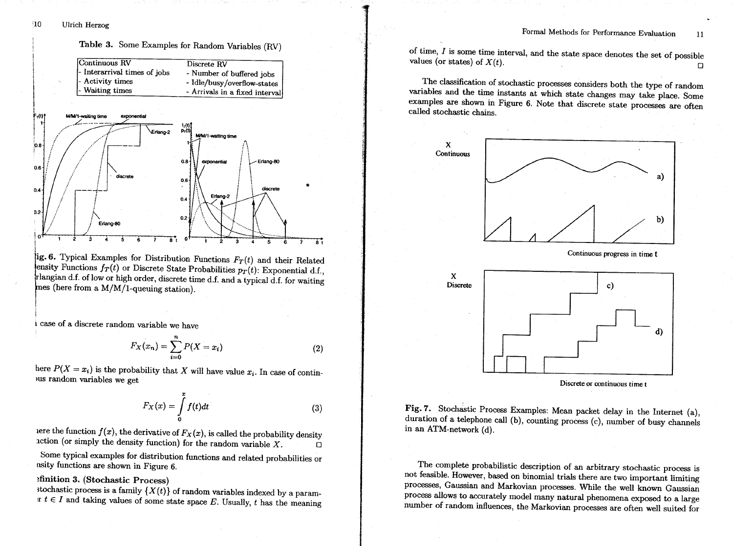**Table 3.** Some Examples for Random Variables (RV)

| Continuous RV | Discrete RV |
| --- | --- |
| - Interarrival times of jobs | - Number of buffered jobs |
| - Activity times | - Idle/busy/overflow-states |
| - Waiting times | - Arrivals in a fixed interval |

ig. 6. Typical Examples for Distribution Functions $F_T(t)$ and their Related ensity Functions $f_T(t)$ or Discrete State Probabilities $p_T(t)$: Exponential d.f., rlangian d.f. of low or high order, discrete time d.f. and a typical d.f. for waiting mes (here from a M/M/1-queuing station).

ı case of a discrete random variable we have

$$F_X(x_n) = \sum_{i=0}^{n} P(X = x_i) \tag{2}$$

here $P(X = x_i)$ is the probability that $X$ will have value $x_i$. In case of contin- ›us random variables we get

$$F_X(x) = \int_0^x f(t)dt \tag{3}$$

ıere the function $f(x)$, the derivative of $F_X(x)$, is called the probability density ıction (or simply the density function) for the random variable $X$. □

Some typical examples for distribution functions and related probabilities or nsity functions are shown in Figure 6.

**›finition 3. (Stochastic Process)**
stochastic process is a family $\{X(t)\}$ of random variables indexed by a param- ›r $t \in I$ and taking values of some state space $E$. Usually, $t$ has the meaning of time, $I$ is some time interval, and the state space denotes the set of possible values (or states) of $X(t)$. □

The classification of stochastic processes considers both the type of random variables and the time instants at which state changes may take place. Some examples are shown in Figure 6. Note that discrete state processes are often called stochastic chains.

**Fig. 7.** Stochastic Process Examples: Mean packet delay in the Internet (a), duration of a telephone call (b), counting process (c), number of busy channels in an ATM-network (d).

The complete probabilistic description of an arbitrary stochastic process is not feasible. However, based on binomial trials there are two important limiting processes, Gaussian and Markovian processes. While the well known Gaussian process allows to accurately model many natural phenomena exposed to a large number of random influences, the Markovian processes are often well suited for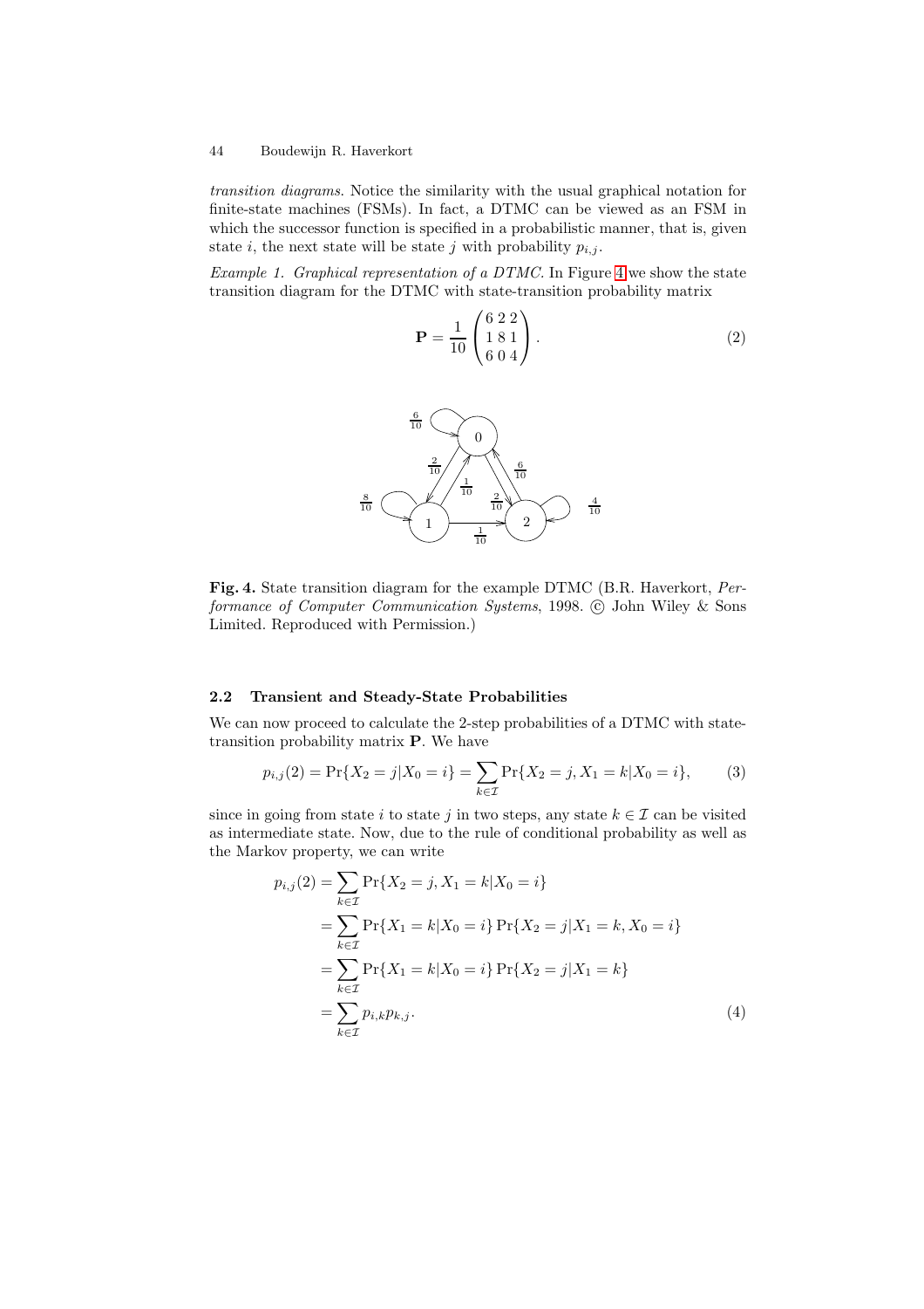*transition diagrams*. Notice the similarity with the usual graphical notation for finite-state machines (FSMs). In fact, a DTMC can be viewed as an FSM in which the successor function is specified in a probabilistic manner, that is, given state $i$, the next state will be state $j$ with probability $p_{i,j}$.

*Example 1. Graphical representation of a DTMC.* In Figure 4 we show the state transition diagram for the DTMC with state-transition probability matrix

$$\mathbf{P} = \frac{1}{10}\begin{pmatrix} 6 & 2 & 2 \\ 1 & 8 & 1 \\ 6 & 0 & 4 \end{pmatrix}. \tag{2}$$

**Fig. 4.** State transition diagram for the example DTMC (B.R. Haverkort, *Performance of Computer Communication Systems*, 1998. © John Wiley & Sons Limited. Reproduced with Permission.)

### 2.2 Transient and Steady-State Probabilities

We can now proceed to calculate the 2-step probabilities of a DTMC with state-transition probability matrix $\mathbf{P}$. We have

$$p_{i,j}(2) = \Pr\{X_2 = j | X_0 = i\} = \sum_{k \in \mathcal{I}} \Pr\{X_2 = j, X_1 = k | X_0 = i\}, \tag{3}$$

since in going from state $i$ to state $j$ in two steps, any state $k \in \mathcal{I}$ can be visited as intermediate state. Now, due to the rule of conditional probability as well as the Markov property, we can write

$$\begin{aligned}
p_{i,j}(2) &= \sum_{k \in \mathcal{I}} \Pr\{X_2 = j, X_1 = k | X_0 = i\} \\
&= \sum_{k \in \mathcal{I}} \Pr\{X_1 = k | X_0 = i\} \Pr\{X_2 = j | X_1 = k, X_0 = i\} \\
&= \sum_{k \in \mathcal{I}} \Pr\{X_1 = k | X_0 = i\} \Pr\{X_2 = j | X_1 = k\} \\
&= \sum_{k \in \mathcal{I}} p_{i,k} p_{k,j}.
\end{aligned} \tag{4}$$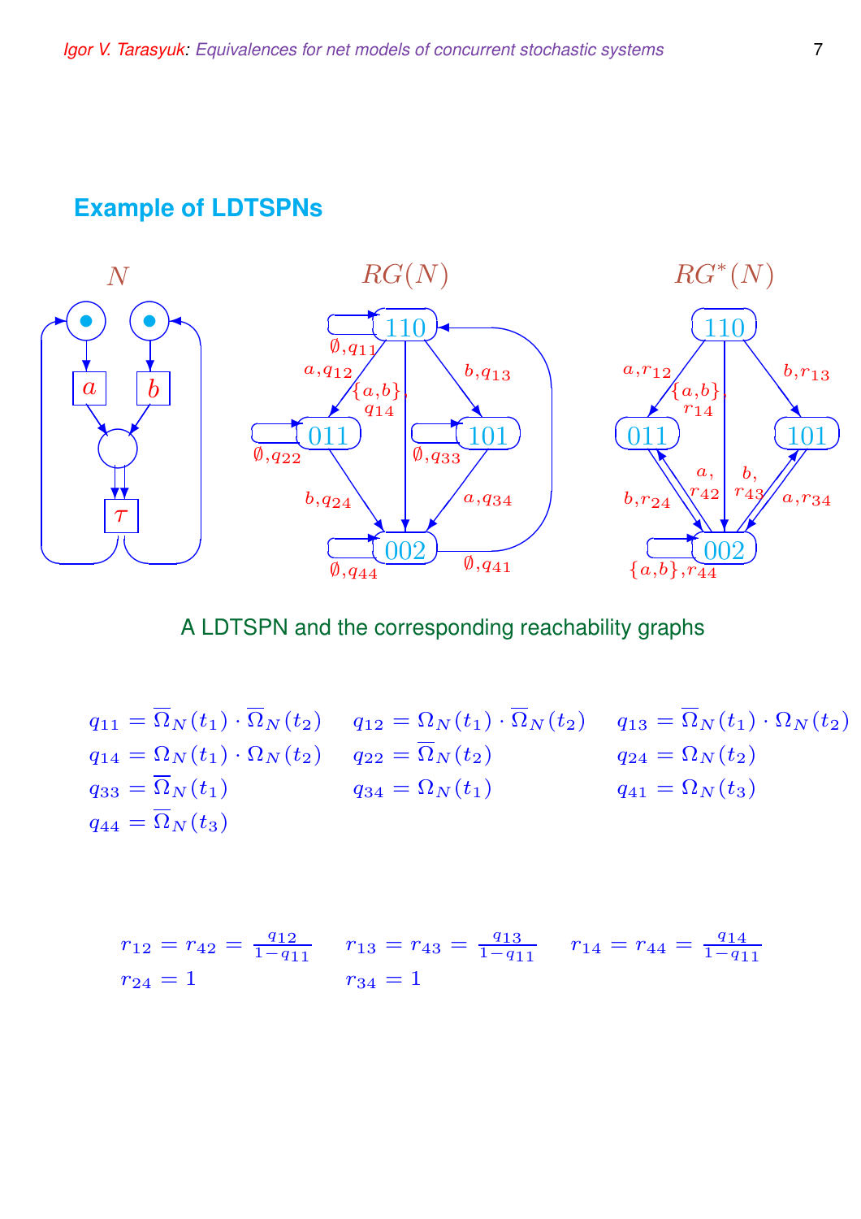## Example of LDTSPNs

A LDTSPN and the corresponding reachability graphs

$$q_{11} = \overline{\Omega}_N(t_1) \cdot \overline{\Omega}_N(t_2) \qquad q_{12} = \Omega_N(t_1) \cdot \overline{\Omega}_N(t_2) \qquad q_{13} = \overline{\Omega}_N(t_1) \cdot \Omega_N(t_2)$$

$$q_{14} = \Omega_N(t_1) \cdot \Omega_N(t_2) \qquad q_{22} = \overline{\Omega}_N(t_2) \qquad q_{24} = \Omega_N(t_2)$$

$$q_{33} = \overline{\Omega}_N(t_1) \qquad q_{34} = \Omega_N(t_1) \qquad q_{41} = \Omega_N(t_3)$$

$$q_{44} = \overline{\Omega}_N(t_3)$$

$$r_{12} = r_{42} = \frac{q_{12}}{1-q_{11}} \qquad r_{13} = r_{43} = \frac{q_{13}}{1-q_{11}} \qquad r_{14} = r_{44} = \frac{q_{14}}{1-q_{11}}$$

$$r_{24} = 1 \qquad r_{34} = 1$$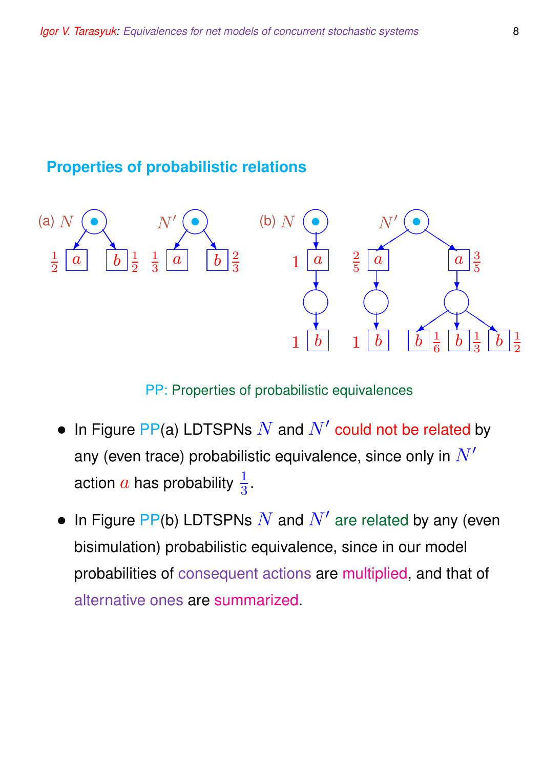## Properties of probabilistic relations

PP: Properties of probabilistic equivalences

- In Figure PP(a) LDTSPNs $N$ and $N'$ could not be related by any (even trace) probabilistic equivalence, since only in $N'$ action $a$ has probability $\frac{1}{3}$.
- In Figure PP(b) LDTSPNs $N$ and $N'$ are related by any (even bisimulation) probabilistic equivalence, since in our model probabilities of consequent actions are multiplied, and that of alternative ones are summarized.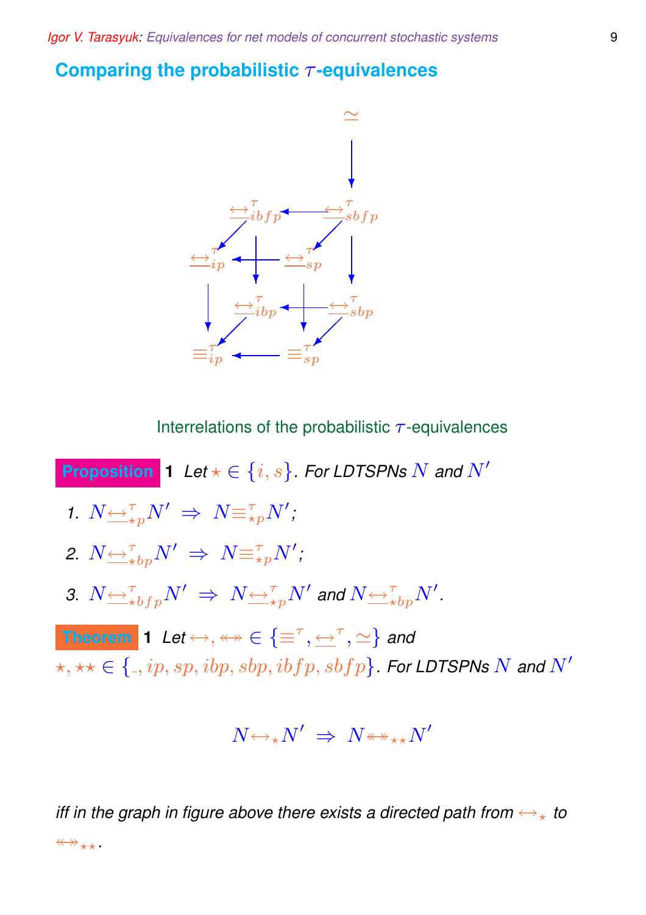## Comparing the probabilistic $\tau$-equivalences

Interrelations of the probabilistic $\tau$-equivalences

**Proposition 1** *Let $\star \in \{i, s\}$. For LDTSPNs $N$ and $N'$*

1. $N \underline{\leftrightarrow}^{\tau}_{\star p} N' \;\Rightarrow\; N \equiv^{\tau}_{\star p} N'$;
2. $N \underline{\leftrightarrow}^{\tau}_{\star bp} N' \;\Rightarrow\; N \equiv^{\tau}_{\star p} N'$;
3. $N \underline{\leftrightarrow}^{\tau}_{\star bfp} N' \;\Rightarrow\; N \underline{\leftrightarrow}^{\tau}_{\star p} N'$ and $N \underline{\leftrightarrow}^{\tau}_{\star bp} N'$.

**Theorem 1** *Let $\leftrightarrow, \leftrightarrow\!\!\!\!\!\leftrightarrow \in \{\equiv^{\tau}, \underline{\leftrightarrow}^{\tau}, \simeq\}$ and $\star, \star\star \in \{\_, ip, sp, ibp, sbp, ibfp, sbfp\}$. For LDTSPNs $N$ and $N'$*

$$N \leftrightarrow_{\star} N' \;\Rightarrow\; N \leftrightarrow\!\!\!\!\!\leftrightarrow_{\star\star} N'$$

*iff in the graph in figure above there exists a directed path from $\leftrightarrow_{\star}$ to $\leftrightarrow\!\!\!\!\!\leftrightarrow_{\star\star}$.*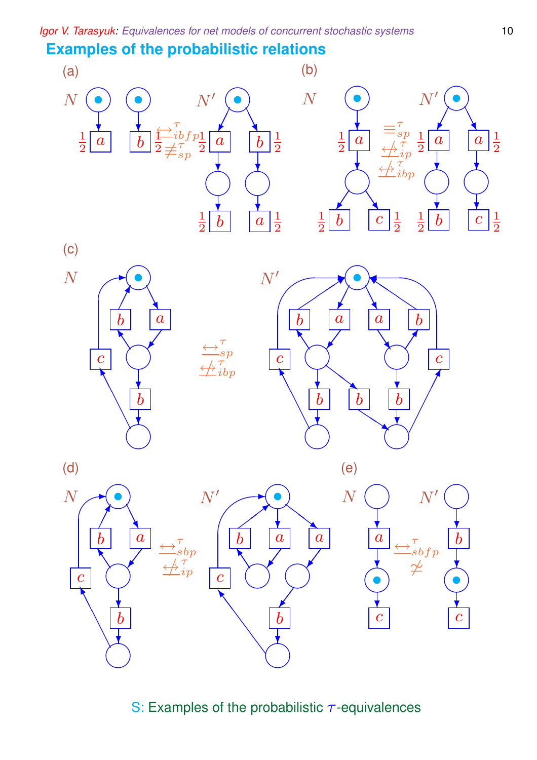## Examples of the probabilistic relations

(a)

$N$ $\quad \underline{\leftrightarrow}^{\tau}_{ibfp}$, $\not\equiv^{\tau}_{sp}$ $\quad N'$

(b)

$N$ $\quad \equiv^{\tau}_{sp}$, $\underline{\not\leftrightarrow}^{\tau}_{ip}$, $\underline{\not\leftrightarrow}^{\tau}_{ibp}$ $\quad N'$

(c)

$N$ $\quad \underline{\leftrightarrow}^{\tau}_{sp}$, $\underline{\not\leftrightarrow}^{\tau}_{ibp}$ $\quad N'$

(d)

$N$ $\quad \underline{\leftrightarrow}^{\tau}_{sbp}$, $\underline{\not\leftrightarrow}^{\tau}_{ip}$ $\quad N'$

(e)

$N$ $\quad \underline{\leftrightarrow}^{\tau}_{sbfp}$, $\not\simeq$ $\quad N'$

S: Examples of the probabilistic $\tau$-equivalences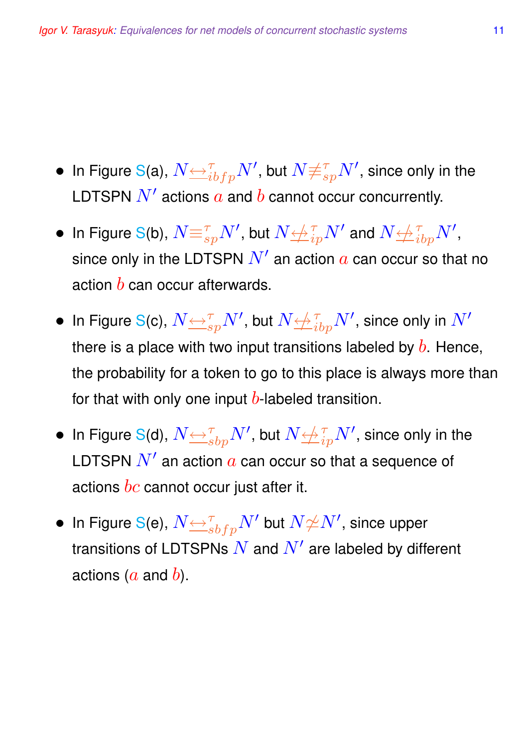- In Figure S(a), $N \underline{\leftrightarrow}^{\tau}_{ibfp} N'$, but $N \not\equiv^{\tau}_{sp} N'$, since only in the LDTSPN $N'$ actions $a$ and $b$ cannot occur concurrently.

- In Figure S(b), $N \equiv^{\tau}_{sp} N'$, but $N \underline{\not\leftrightarrow}^{\tau}_{ip} N'$ and $N \underline{\not\leftrightarrow}^{\tau}_{ibp} N'$, since only in the LDTSPN $N'$ an action $a$ can occur so that no action $b$ can occur afterwards.

- In Figure S(c), $N \underline{\leftrightarrow}^{\tau}_{sp} N'$, but $N \underline{\not\leftrightarrow}^{\tau}_{ibp} N'$, since only in $N'$ there is a place with two input transitions labeled by $b$. Hence, the probability for a token to go to this place is always more than for that with only one input $b$-labeled transition.

- In Figure S(d), $N \underline{\leftrightarrow}^{\tau}_{sbp} N'$, but $N \underline{\not\leftrightarrow}^{\tau}_{ip} N'$, since only in the LDTSPN $N'$ an action $a$ can occur so that a sequence of actions $bc$ cannot occur just after it.

- In Figure S(e), $N \underline{\leftrightarrow}^{\tau}_{sbfp} N'$ but $N \not\simeq N'$, since upper transitions of LDTSPNs $N$ and $N'$ are labeled by different actions ($a$ and $b$).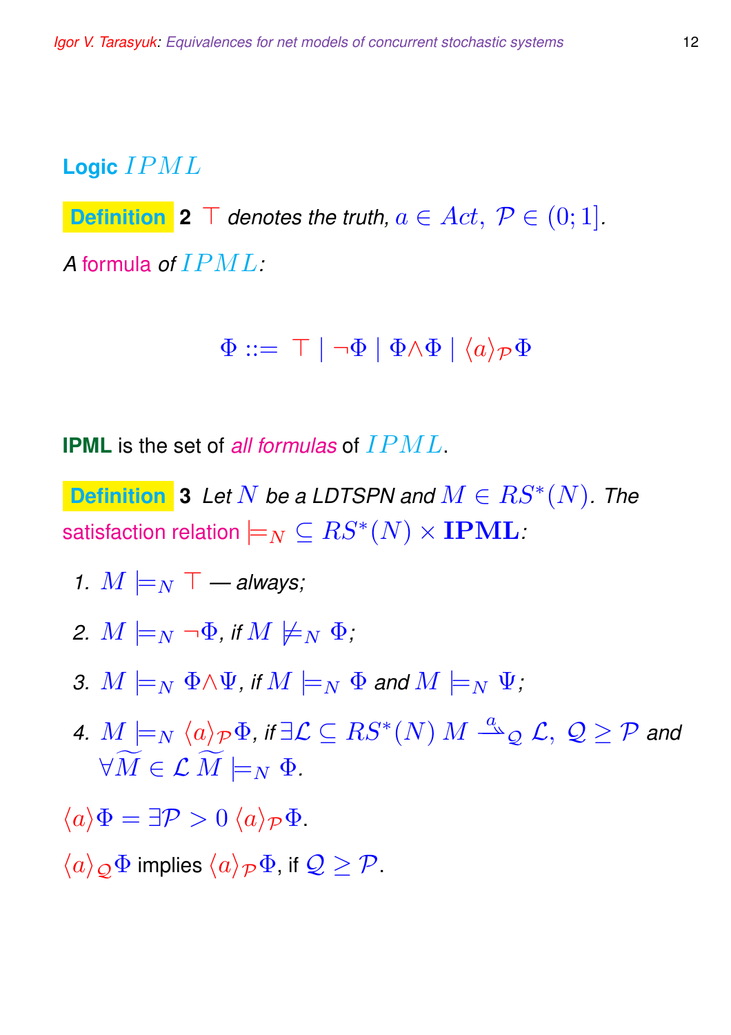## Logic $IPML$

**Definition 2** $\top$ *denotes the truth,* $a \in Act,\ \mathcal{P} \in (0;1]$*.*

*A* formula *of* $IPML$*:*

$$\Phi ::= \ \top \mid \neg\Phi \mid \Phi \wedge \Phi \mid \langle a \rangle_{\mathcal{P}} \Phi$$

**IPML** is the set of *all formulas* of $IPML$.

**Definition 3** *Let* $N$ *be a LDTSPN and* $M \in RS^*(N)$*. The* satisfaction relation $\models_N \subseteq RS^*(N) \times \mathbf{IPML}$*:*

1. $M \models_N \top$ *— always;*
2. $M \models_N \neg\Phi$*, if* $M \not\models_N \Phi$*;*
3. $M \models_N \Phi \wedge \Psi$*, if* $M \models_N \Phi$ *and* $M \models_N \Psi$*;*
4. $M \models_N \langle a \rangle_{\mathcal{P}} \Phi$*, if* $\exists \mathcal{L} \subseteq RS^*(N)\ M \xrightarrow{a}_{\mathcal{Q}} \mathcal{L},\ \mathcal{Q} \geq \mathcal{P}$ *and* $\forall \widetilde{M} \in \mathcal{L}\ \widetilde{M} \models_N \Phi$*.*

$\langle a \rangle \Phi = \exists \mathcal{P} > 0\ \langle a \rangle_{\mathcal{P}} \Phi$.

$\langle a \rangle_{\mathcal{Q}} \Phi$ implies $\langle a \rangle_{\mathcal{P}} \Phi$, if $\mathcal{Q} \geq \mathcal{P}$.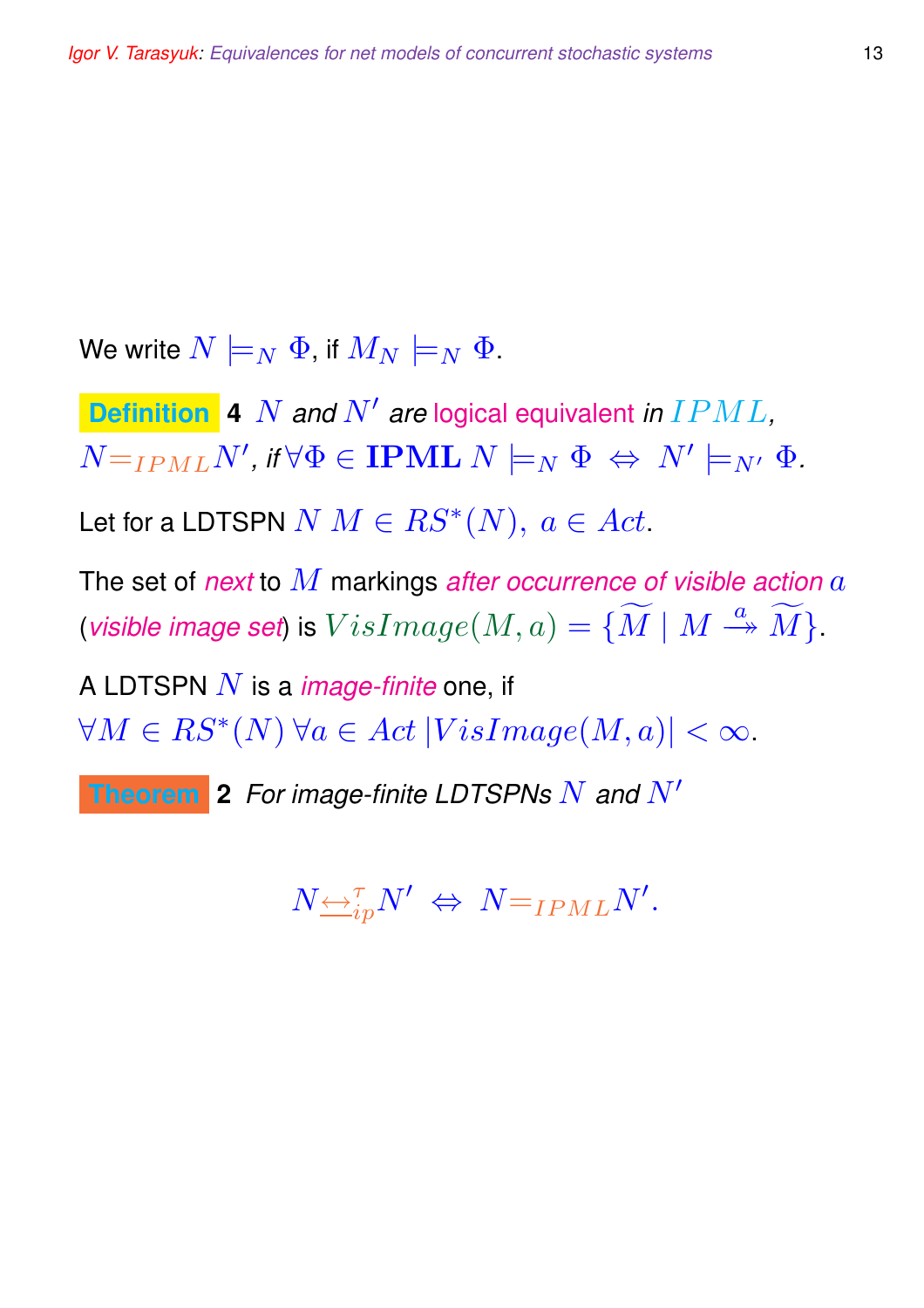We write $N \models_N \Phi$, if $M_N \models_N \Phi$.

**Definition 4** *$N$ and $N'$ are logical equivalent in $IPML$, $N =_{IPML} N'$, if $\forall \Phi \in \mathbf{IPML}\ N \models_N \Phi \ \Leftrightarrow\ N' \models_{N'} \Phi$.*

Let for a LDTSPN $N$ $M \in RS^*(N),\ a \in Act$.

The set of *next* to $M$ markings *after occurrence of visible action $a$* (*visible image set*) is $VisImage(M, a) = \{\widetilde{M} \mid M \stackrel{a}{\twoheadrightarrow} \widetilde{M}\}$.

A LDTSPN $N$ is a *image-finite* one, if $\forall M \in RS^*(N)\ \forall a \in Act\ |VisImage(M, a)| < \infty$.

**Theorem 2** *For image-finite LDTSPNs $N$ and $N'$*

$$N \underline{\leftrightarrow}_{ip}^{\tau} N' \ \Leftrightarrow\ N =_{IPML} N'.$$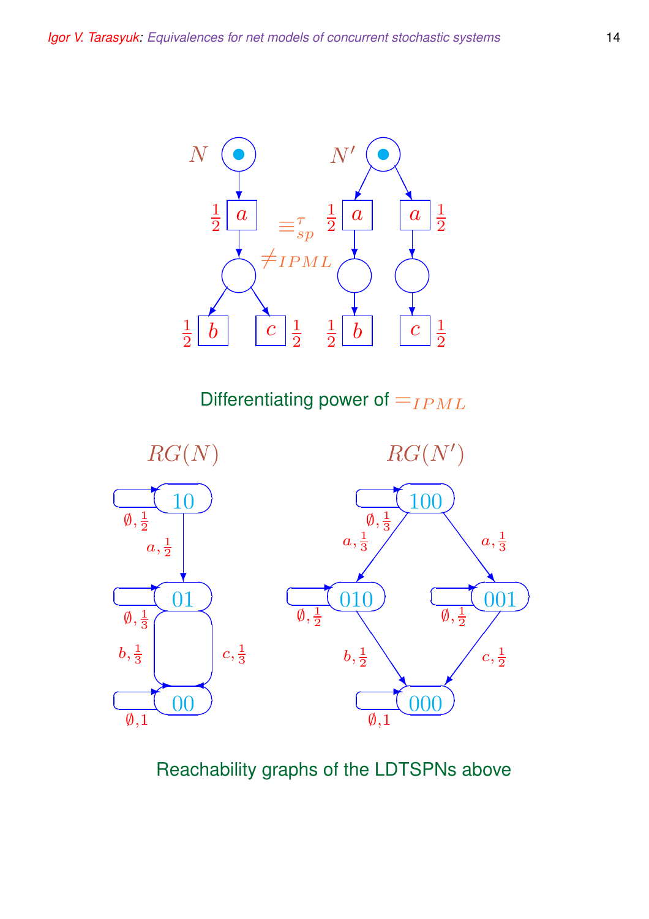$N \equiv^{\tau}_{sp} N'$, $N \not\equiv_{IPML} N'$

Differentiating power of $=_{IPML}$

Reachability graphs of the LDTSPNs above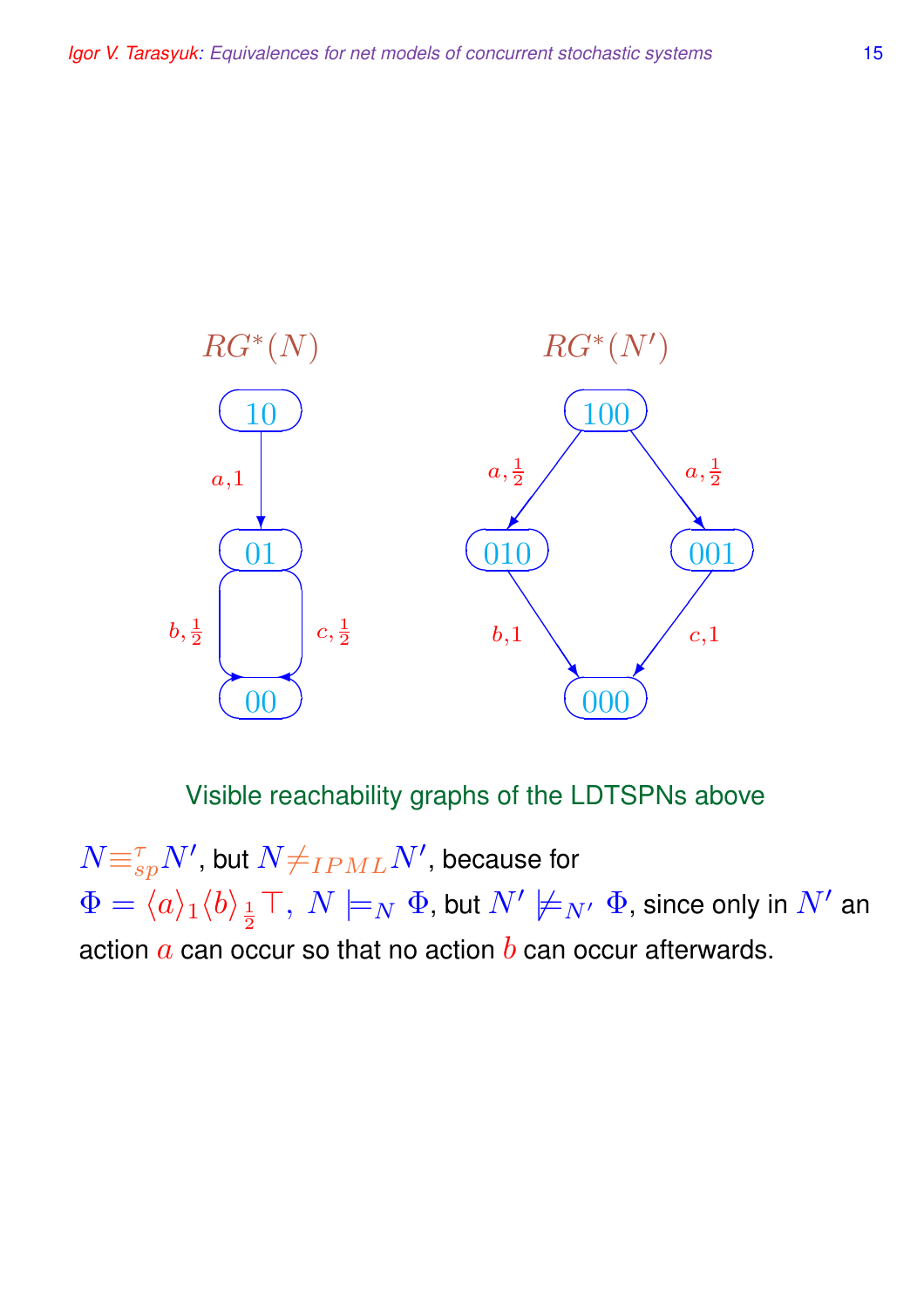$RG^*(N)$

$RG^*(N')$

Visible reachability graphs of the LDTSPNs above

$N \equiv^{\tau}_{sp} N'$, but $N \neq_{IPML} N'$, because for $\Phi = \langle a \rangle_1 \langle b \rangle_{\frac{1}{2}} \top,\ N \models_N \Phi$, but $N' \not\models_{N'} \Phi$, since only in $N'$ an action $a$ can occur so that no action $b$ can occur afterwards.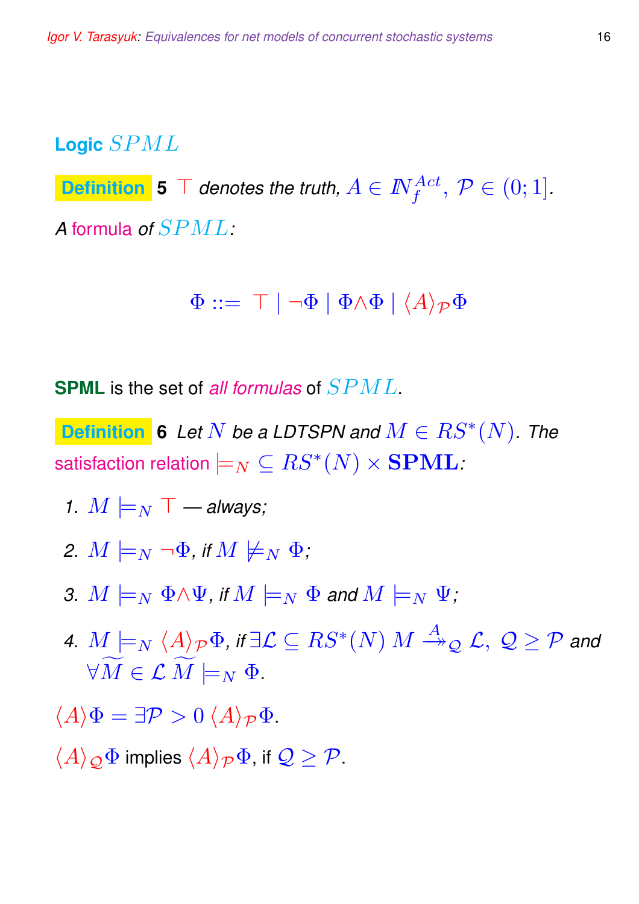## Logic $SPML$

**Definition 5** $\top$ *denotes the truth,* $A \in I\!N_f^{Act}$, $\mathcal{P} \in (0;1]$.

*A formula of* $SPML$:

$$\Phi ::= \top \mid \neg\Phi \mid \Phi \wedge \Phi \mid \langle A \rangle_{\mathcal{P}} \Phi$$

**SPML** is the set of *all formulas* of $SPML$.

**Definition 6** *Let* $N$ *be a LDTSPN and* $M \in RS^*(N)$*. The* satisfaction relation $\models_N \subseteq RS^*(N) \times \mathbf{SPML}$:

1. $M \models_N \top$ *— always;*
2. $M \models_N \neg\Phi$*, if* $M \not\models_N \Phi$*;*
3. $M \models_N \Phi \wedge \Psi$*, if* $M \models_N \Phi$ *and* $M \models_N \Psi$*;*
4. $M \models_N \langle A \rangle_{\mathcal{P}} \Phi$*, if* $\exists \mathcal{L} \subseteq RS^*(N)\ M \stackrel{A}{\twoheadrightarrow}_{\mathcal{Q}} \mathcal{L},\ \mathcal{Q} \geq \mathcal{P}$ *and* $\forall \widetilde{M} \in \mathcal{L}\ \widetilde{M} \models_N \Phi$.

$\langle A \rangle \Phi = \exists \mathcal{P} > 0\ \langle A \rangle_{\mathcal{P}} \Phi$.

$\langle A \rangle_{\mathcal{Q}} \Phi$ implies $\langle A \rangle_{\mathcal{P}} \Phi$, if $\mathcal{Q} \geq \mathcal{P}$.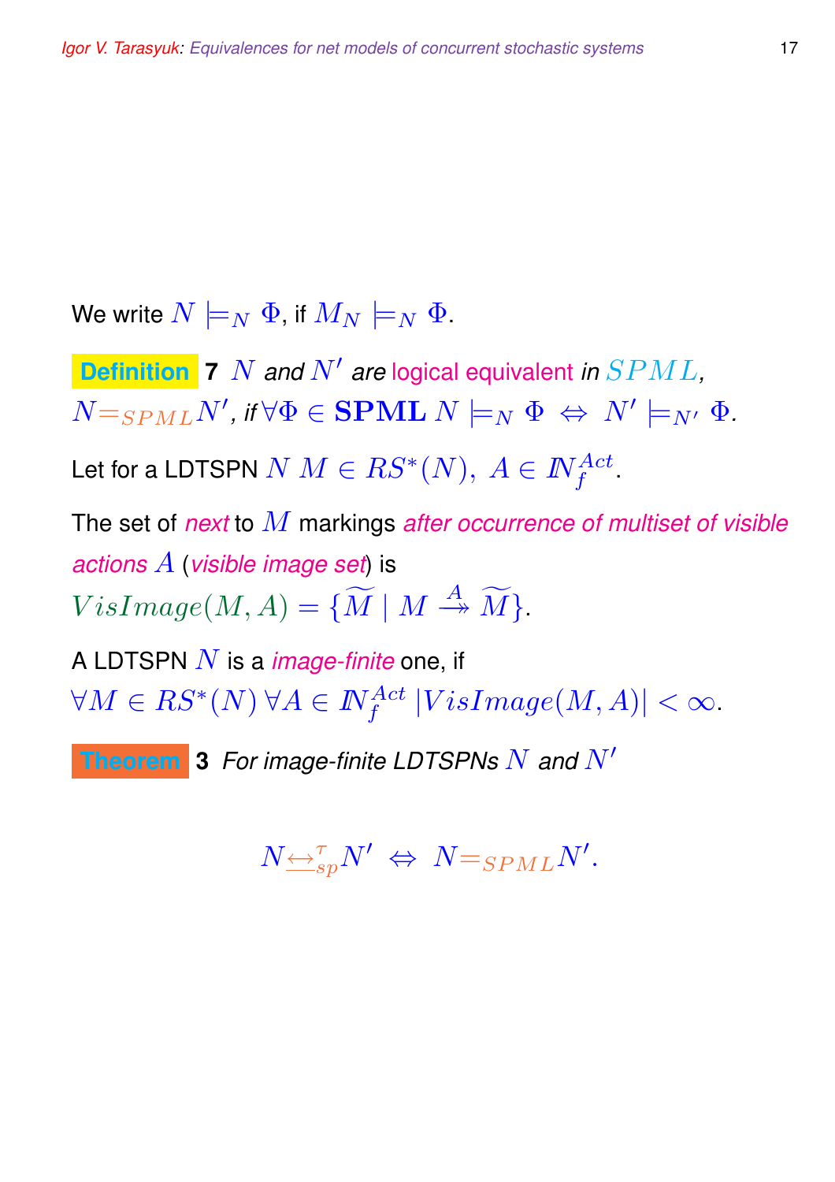We write $N \models_N \Phi$, if $M_N \models_N \Phi$.

**Definition** 7 *$N$ and $N'$ are logical equivalent in $SPML$, $N =_{SPML} N'$, if $\forall \Phi \in \mathbf{SPML}\ N \models_N \Phi \ \Leftrightarrow \ N' \models_{N'} \Phi$.*

Let for a LDTSPN $N$ $M \in RS^*(N),\ A \in I\!N_f^{Act}$.

The set of *next* to $M$ markings *after occurrence of multiset of visible actions* $A$ (*visible image set*) is $VisImage(M, A) = \{\widetilde{M} \mid M \stackrel{A}{\twoheadrightarrow} \widetilde{M}\}$.

A LDTSPN $N$ is a *image-finite* one, if $\forall M \in RS^*(N)\ \forall A \in I\!N_f^{Act}\ |VisImage(M, A)| < \infty$.

**Theorem** 3 *For image-finite LDTSPNs $N$ and $N'$*

$$N \underline{\leftrightarrow}_{sp}^{\tau} N' \ \Leftrightarrow \ N =_{SPML} N'.$$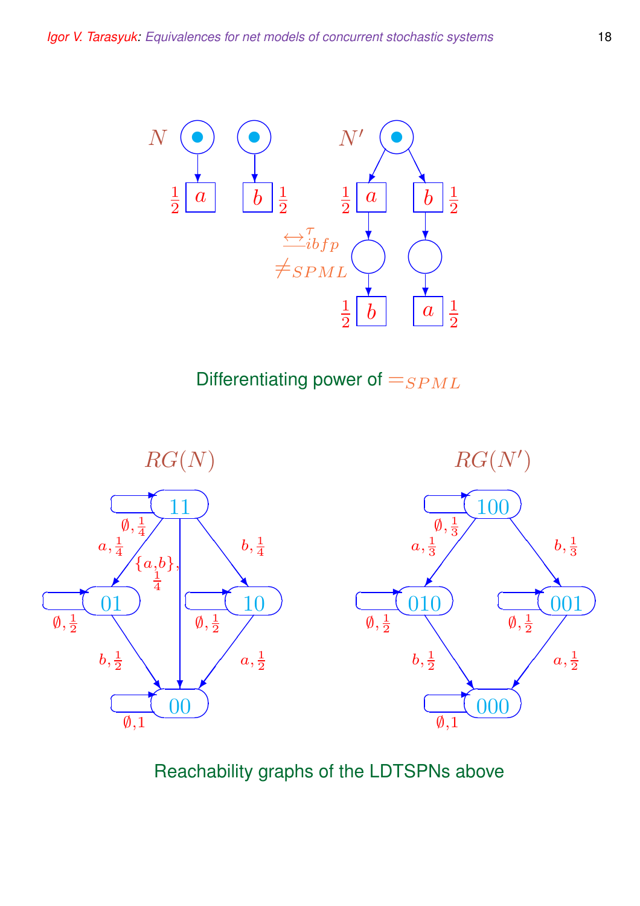$N$ $\quad\quad\quad\quad$ $N'$

$\frac{1}{2}$ $a$ $\quad$ $b$ $\frac{1}{2}$ $\quad\quad$ $\frac{1}{2}$ $a$ $\quad$ $b$ $\frac{1}{2}$

$\underline{\leftrightarrow}^{\tau}_{ibfp}$

$\neq_{SPML}$

$\frac{1}{2}$ $b$ $\quad$ $a$ $\frac{1}{2}$

Differentiating power of $=_{SPML}$

$RG(N)$ $\quad\quad\quad\quad$ $RG(N')$

Reachability graphs of the LDTSPNs above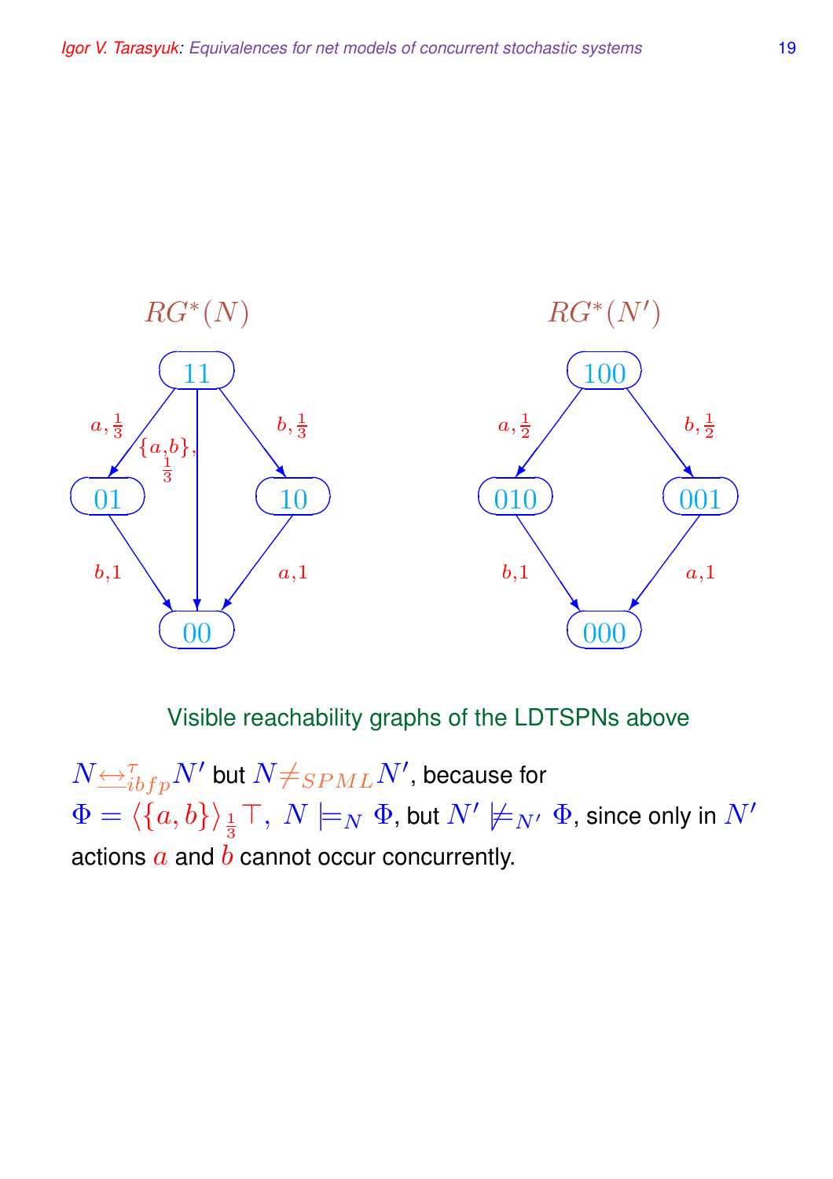$RG^*(N)$

$RG^*(N')$

Visible reachability graphs of the LDTSPNs above

$N \underline{\leftrightarrow}^{\tau}_{ibfp} N'$ but $N \neq_{SPML} N'$, because for $\Phi = \langle \{a, b\} \rangle_{\frac{1}{3}} \top,\ N \models_N \Phi$, but $N' \not\models_{N'} \Phi$, since only in $N'$ actions $a$ and $b$ cannot occur concurrently.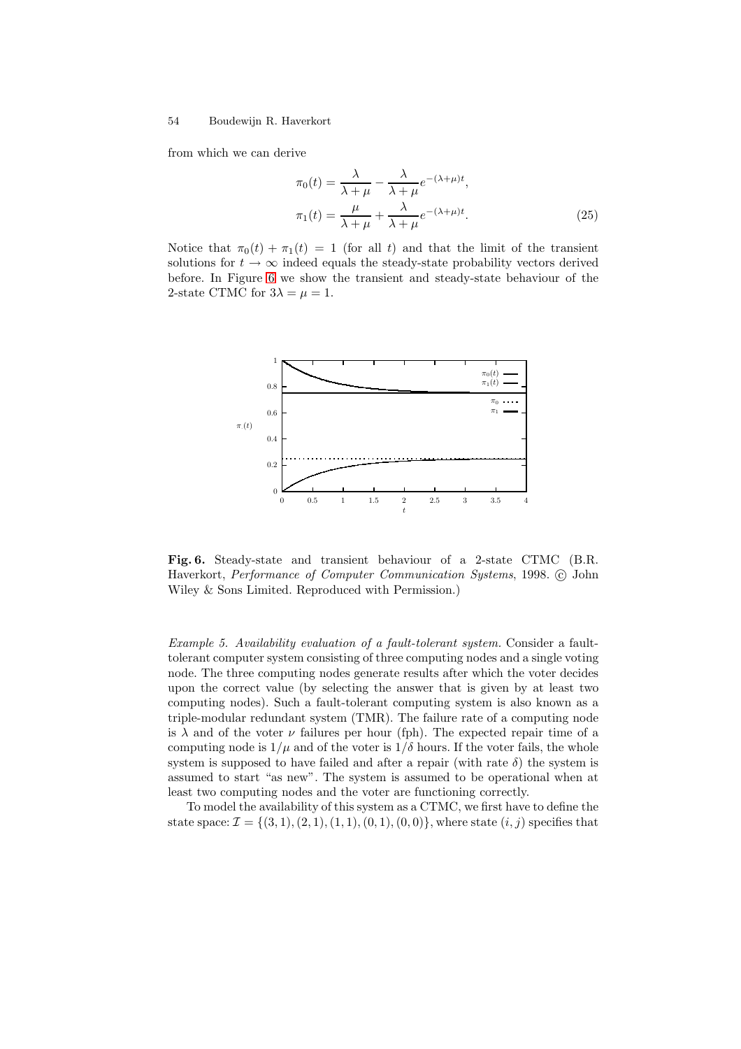from which we can derive

$$\pi_0(t) = \frac{\lambda}{\lambda + \mu} - \frac{\lambda}{\lambda + \mu} e^{-(\lambda+\mu)t},$$

$$\pi_1(t) = \frac{\mu}{\lambda + \mu} + \frac{\lambda}{\lambda + \mu} e^{-(\lambda+\mu)t}. \tag{25}$$

Notice that $\pi_0(t) + \pi_1(t) = 1$ (for all $t$) and that the limit of the transient solutions for $t \to \infty$ indeed equals the steady-state probability vectors derived before. In Figure 6 we show the transient and steady-state behaviour of the 2-state CTMC for $3\lambda = \mu = 1$.

**Fig. 6.** Steady-state and transient behaviour of a 2-state CTMC (B.R. Haverkort, *Performance of Computer Communication Systems*, 1998. © John Wiley & Sons Limited. Reproduced with Permission.)

*Example 5. Availability evaluation of a fault-tolerant system.* Consider a fault-tolerant computer system consisting of three computing nodes and a single voting node. The three computing nodes generate results after which the voter decides upon the correct value (by selecting the answer that is given by at least two computing nodes). Such a fault-tolerant computing system is also known as a triple-modular redundant system (TMR). The failure rate of a computing node is $\lambda$ and of the voter $\nu$ failures per hour (fph). The expected repair time of a computing node is $1/\mu$ and of the voter is $1/\delta$ hours. If the voter fails, the whole system is supposed to have failed and after a repair (with rate $\delta$) the system is assumed to start "as new". The system is assumed to be operational when at least two computing nodes and the voter are functioning correctly.

To model the availability of this system as a CTMC, we first have to define the state space: $\mathcal{I} = \{(3,1), (2,1), (1,1), (0,1), (0,0)\}$, where state $(i,j)$ specifies that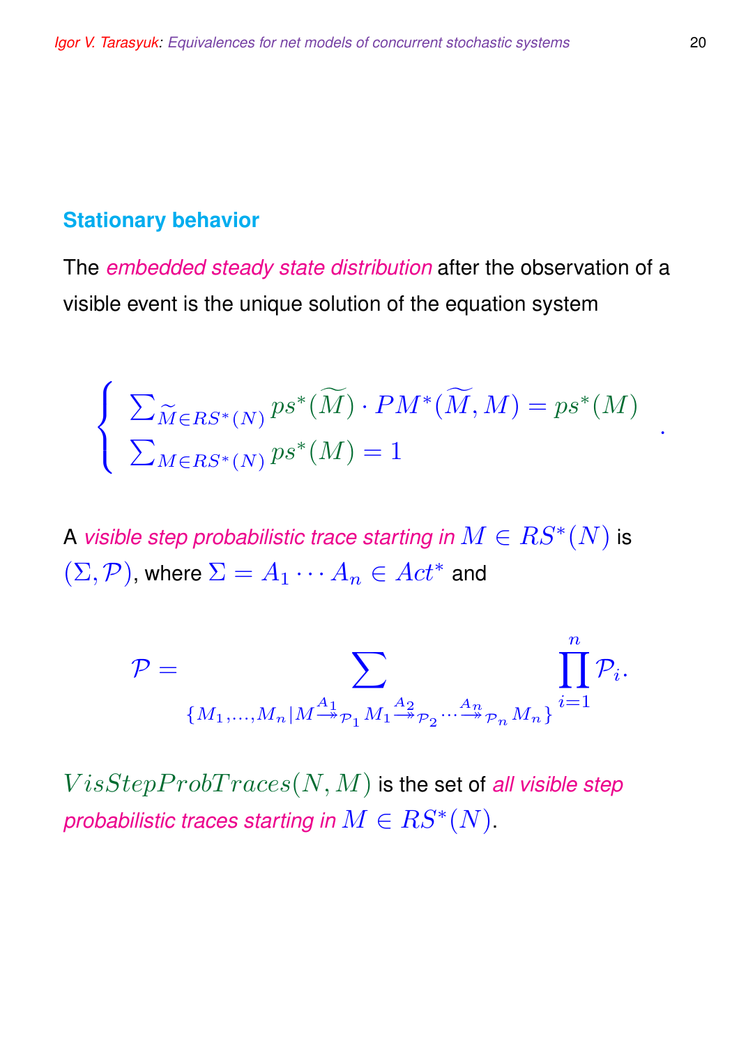## Stationary behavior

The *embedded steady state distribution* after the observation of a visible event is the unique solution of the equation system

$$\left\{ \begin{array}{l} \sum_{\widetilde{M} \in RS^*(N)} ps^*(\widetilde{M}) \cdot PM^*(\widetilde{M}, M) = ps^*(M) \\ \sum_{M \in RS^*(N)} ps^*(M) = 1 \end{array} \right. .$$

A *visible step probabilistic trace starting in $M \in RS^*(N)$* is $(\Sigma, \mathcal{P})$, where $\Sigma = A_1 \cdots A_n \in Act^*$ and

$$\mathcal{P} = \sum_{\{M_1, \ldots, M_n \mid M \stackrel{A_1}{\twoheadrightarrow}_{\mathcal{P}_1} M_1 \stackrel{A_2}{\twoheadrightarrow}_{\mathcal{P}_2} \cdots \stackrel{A_n}{\twoheadrightarrow}_{\mathcal{P}_n} M_n\}} \prod_{i=1}^{n} \mathcal{P}_i.$$

$VisStepProbTraces(N, M)$ is the set of *all visible step probabilistic traces starting in $M \in RS^*(N)$*.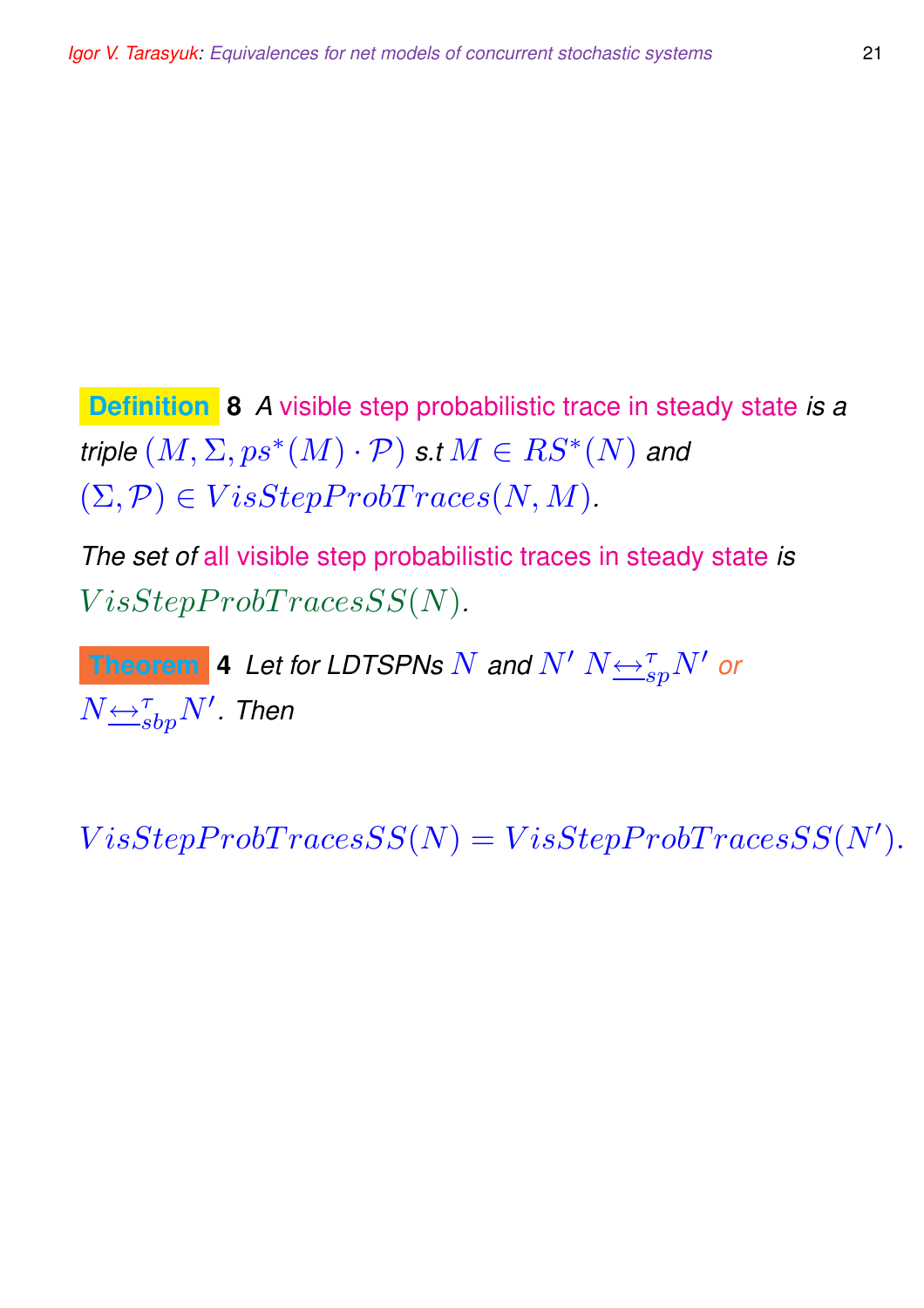**Definition 8** *A* visible step probabilistic trace in steady state *is a triple* $(M, \Sigma, ps^*(M) \cdot \mathcal{P})$ *s.t* $M \in RS^*(N)$ *and* $(\Sigma, \mathcal{P}) \in VisStepProbTraces(N, M)$.

*The set of* all visible step probabilistic traces in steady state *is* $VisStepProbTracesSS(N)$.

**Theorem 4** *Let for LDTSPNs* $N$ *and* $N'$ $N \underline{\leftrightarrow}_{sp}^{\tau} N'$ *or* $N \underline{\leftrightarrow}_{sbp}^{\tau} N'$. *Then*

$$VisStepProbTracesSS(N) = VisStepProbTracesSS(N').$$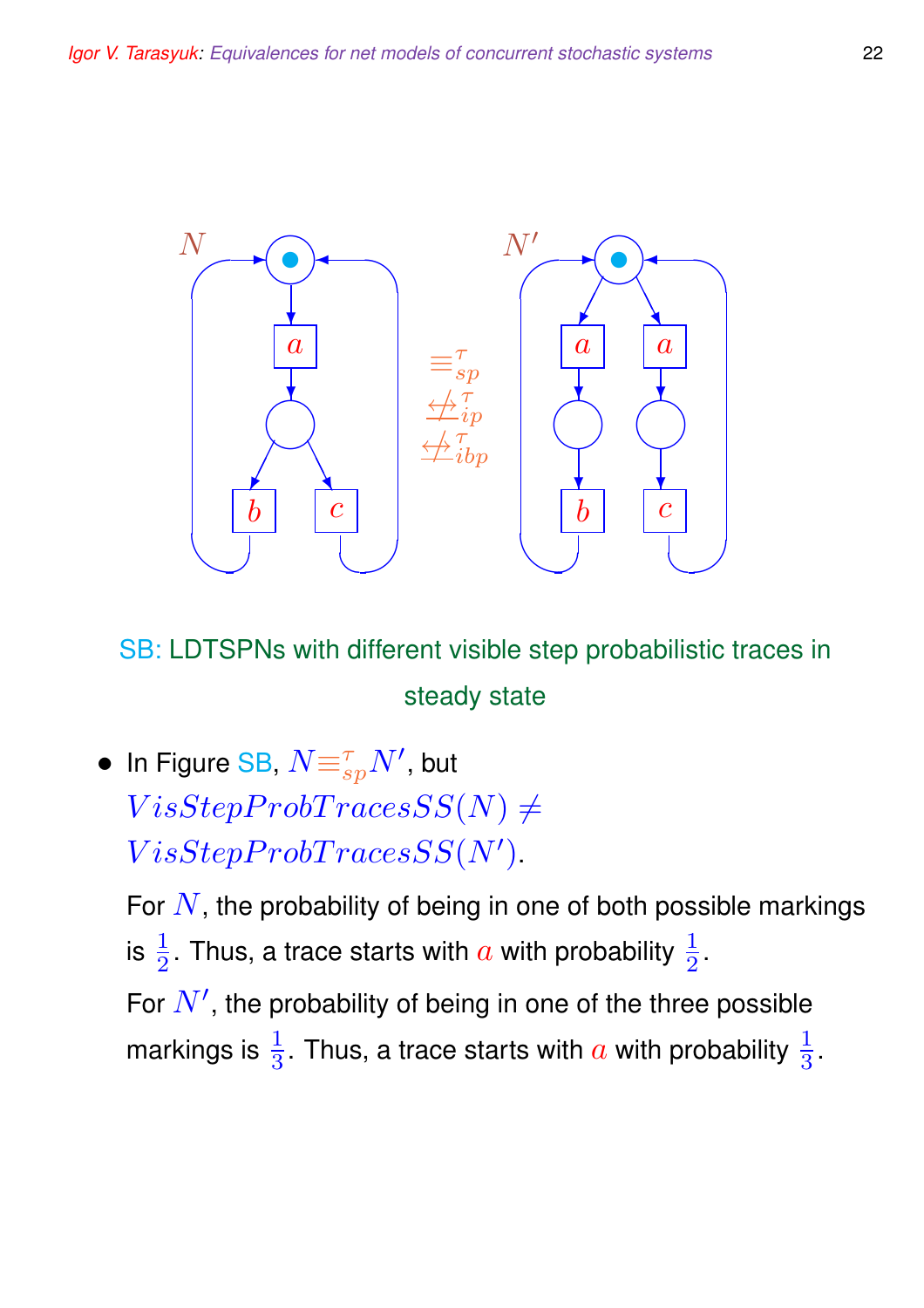$\equiv^{\tau}_{sp}$

$\not\leftrightarrow^{\tau}_{ip}$

$\not\leftrightarrow^{\tau}_{ibp}$

SB: LDTSPNs with different visible step probabilistic traces in steady state

- In Figure SB, $N \equiv^{\tau}_{sp} N'$, but $VisStepProbTracesSS(N) \neq VisStepProbTracesSS(N')$.

  For $N$, the probability of being in one of both possible markings is $\frac{1}{2}$. Thus, a trace starts with $a$ with probability $\frac{1}{2}$.

  For $N'$, the probability of being in one of the three possible markings is $\frac{1}{3}$. Thus, a trace starts with $a$ with probability $\frac{1}{3}$.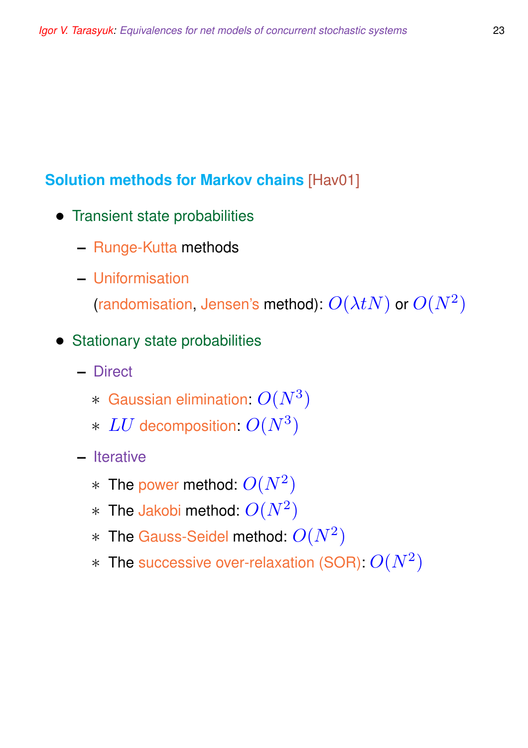## Solution methods for Markov chains [Hav01]

- Transient state probabilities
  - Runge-Kutta methods
  - Uniformisation
    (randomisation, Jensen's method): $O(\lambda t N)$ or $O(N^2)$
- Stationary state probabilities
  - Direct
    * Gaussian elimination: $O(N^3)$
    * $LU$ decomposition: $O(N^3)$
  - Iterative
    * The power method: $O(N^2)$
    * The Jakobi method: $O(N^2)$
    * The Gauss-Seidel method: $O(N^2)$
    * The successive over-relaxation (SOR): $O(N^2)$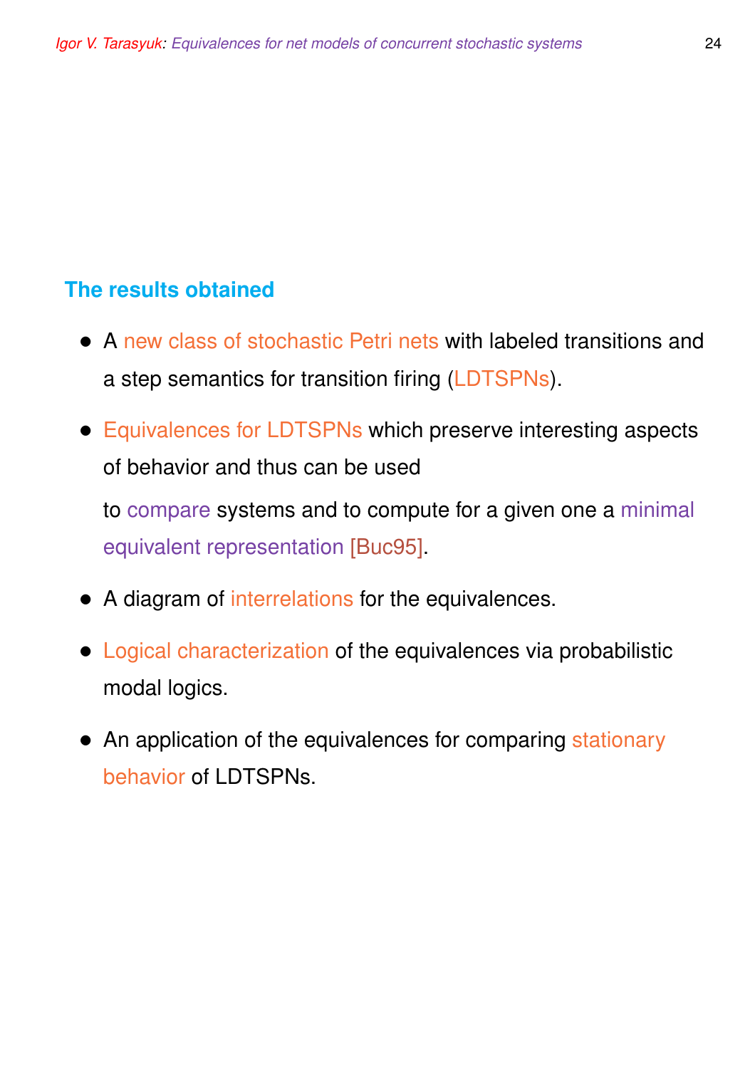## The results obtained

- A new class of stochastic Petri nets with labeled transitions and a step semantics for transition firing (LDTSPNs).
- Equivalences for LDTSPNs which preserve interesting aspects of behavior and thus can be used

  to compare systems and to compute for a given one a minimal equivalent representation [Buc95].
- A diagram of interrelations for the equivalences.
- Logical characterization of the equivalences via probabilistic modal logics.
- An application of the equivalences for comparing stationary behavior of LDTSPNs.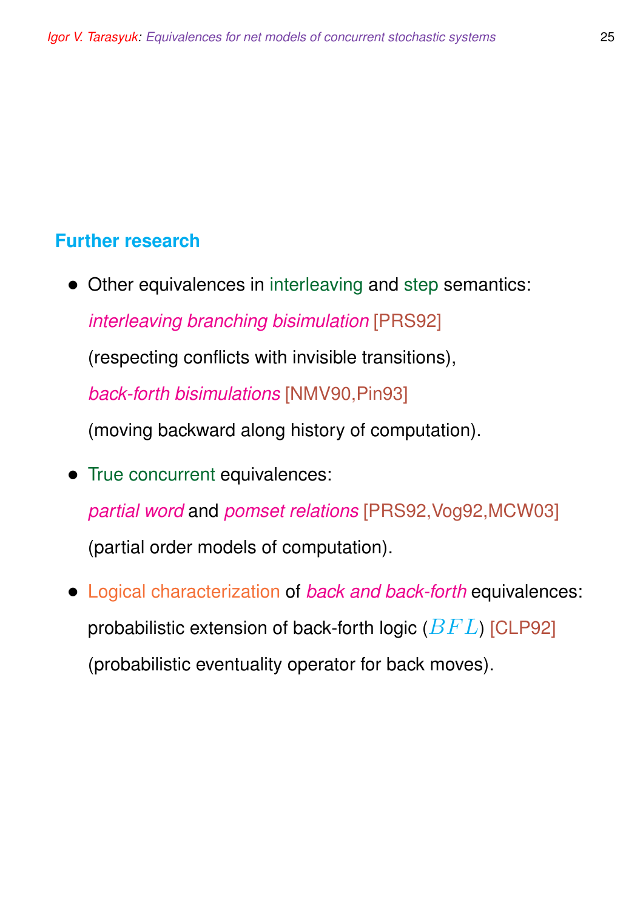## Further research

- Other equivalences in interleaving and step semantics:

  *interleaving branching bisimulation* [PRS92]

  (respecting conflicts with invisible transitions),

  *back-forth bisimulations* [NMV90,Pin93]

  (moving backward along history of computation).

- True concurrent equivalences:

  *partial word* and *pomset relations* [PRS92,Vog92,MCW03]

  (partial order models of computation).

- Logical characterization of *back and back-forth* equivalences:

  probabilistic extension of back-forth logic ($BFL$) [CLP92]

  (probabilistic eventuality operator for back moves).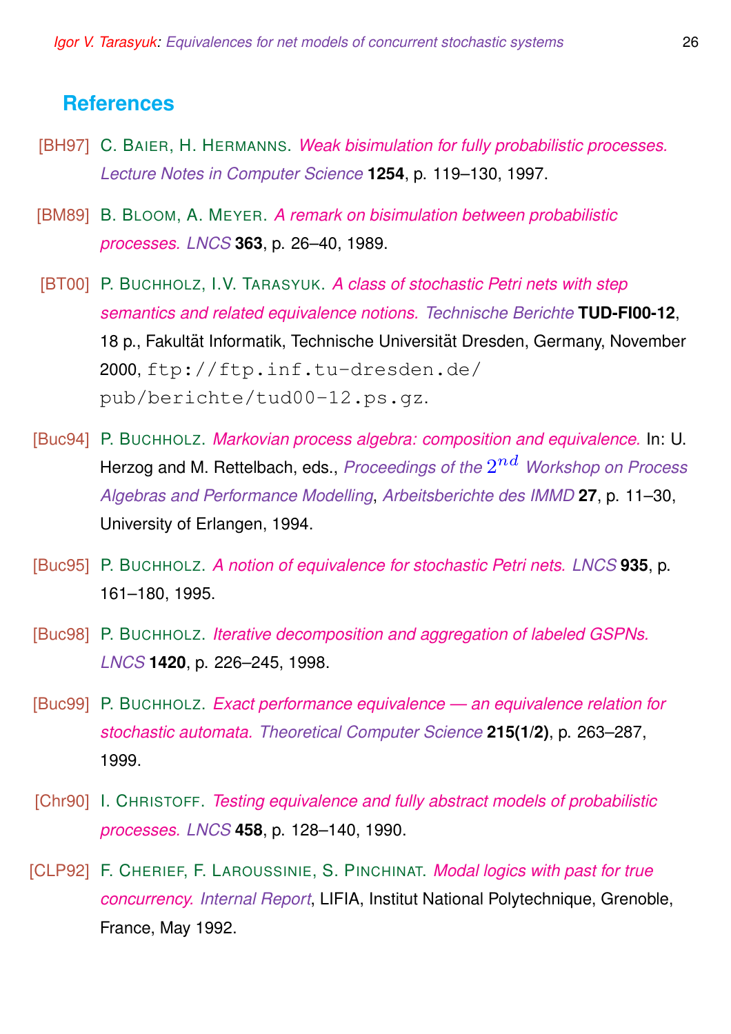## References

[BH97] C. Baier, H. Hermanns. *Weak bisimulation for fully probabilistic processes. Lecture Notes in Computer Science* **1254**, p. 119–130, 1997.

[BM89] B. Bloom, A. Meyer. *A remark on bisimulation between probabilistic processes. LNCS* **363**, p. 26–40, 1989.

[BT00] P. Buchholz, I.V. Tarasyuk. *A class of stochastic Petri nets with step semantics and related equivalence notions. Technische Berichte* **TUD-FI00-12**, 18 p., Fakultät Informatik, Technische Universität Dresden, Germany, November 2000, `ftp://ftp.inf.tu-dresden.de/pub/berichte/tud00-12.ps.gz`.

[Buc94] P. Buchholz. *Markovian process algebra: composition and equivalence.* In: U. Herzog and M. Rettelbach, eds., *Proceedings of the $2^{nd}$ Workshop on Process Algebras and Performance Modelling*, *Arbeitsberichte des IMMD* **27**, p. 11–30, University of Erlangen, 1994.

[Buc95] P. Buchholz. *A notion of equivalence for stochastic Petri nets. LNCS* **935**, p. 161–180, 1995.

[Buc98] P. Buchholz. *Iterative decomposition and aggregation of labeled GSPNs. LNCS* **1420**, p. 226–245, 1998.

[Buc99] P. Buchholz. *Exact performance equivalence — an equivalence relation for stochastic automata. Theoretical Computer Science* **215(1/2)**, p. 263–287, 1999.

[Chr90] I. Christoff. *Testing equivalence and fully abstract models of probabilistic processes. LNCS* **458**, p. 128–140, 1990.

[CLP92] F. Cherief, F. Laroussinie, S. Pinchinat. *Modal logics with past for true concurrency. Internal Report*, LIFIA, Institut National Polytechnique, Grenoble, France, May 1992.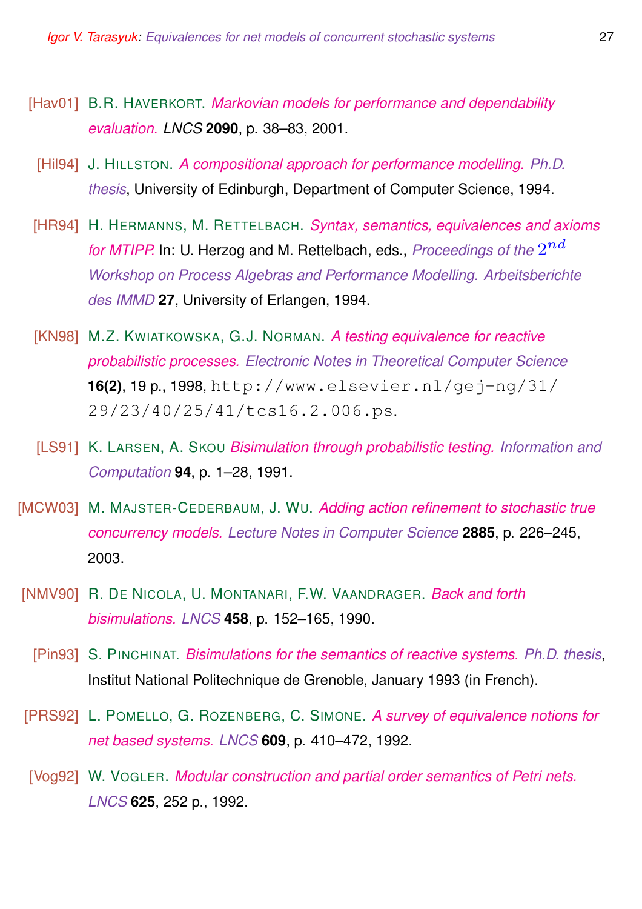[Hav01] B.R. Haverkort. *Markovian models for performance and dependability evaluation.* *LNCS* **2090**, p. 38–83, 2001.

[Hil94] J. Hillston. *A compositional approach for performance modelling.* *Ph.D. thesis*, University of Edinburgh, Department of Computer Science, 1994.

[HR94] H. Hermanns, M. Rettelbach. *Syntax, semantics, equivalences and axioms for MTIPP.* In: U. Herzog and M. Rettelbach, eds., *Proceedings of the $2^{nd}$ Workshop on Process Algebras and Performance Modelling. Arbeitsberichte des IMMD* **27**, University of Erlangen, 1994.

[KN98] M.Z. Kwiatkowska, G.J. Norman. *A testing equivalence for reactive probabilistic processes.* *Electronic Notes in Theoretical Computer Science* **16(2)**, 19 p., 1998, `http://www.elsevier.nl/gej-ng/31/29/23/40/25/41/tcs16.2.006.ps`.

[LS91] K. Larsen, A. Skou *Bisimulation through probabilistic testing.* *Information and Computation* **94**, p. 1–28, 1991.

[MCW03] M. Majster-Cederbaum, J. Wu. *Adding action refinement to stochastic true concurrency models.* *Lecture Notes in Computer Science* **2885**, p. 226–245, 2003.

[NMV90] R. De Nicola, U. Montanari, F.W. Vaandrager. *Back and forth bisimulations.* *LNCS* **458**, p. 152–165, 1990.

[Pin93] S. Pinchinat. *Bisimulations for the semantics of reactive systems.* *Ph.D. thesis*, Institut National Politechnique de Grenoble, January 1993 (in French).

[PRS92] L. Pomello, G. Rozenberg, C. Simone. *A survey of equivalence notions for net based systems.* *LNCS* **609**, p. 410–472, 1992.

[Vog92] W. Vogler. *Modular construction and partial order semantics of Petri nets.* *LNCS* **625**, 252 p., 1992.